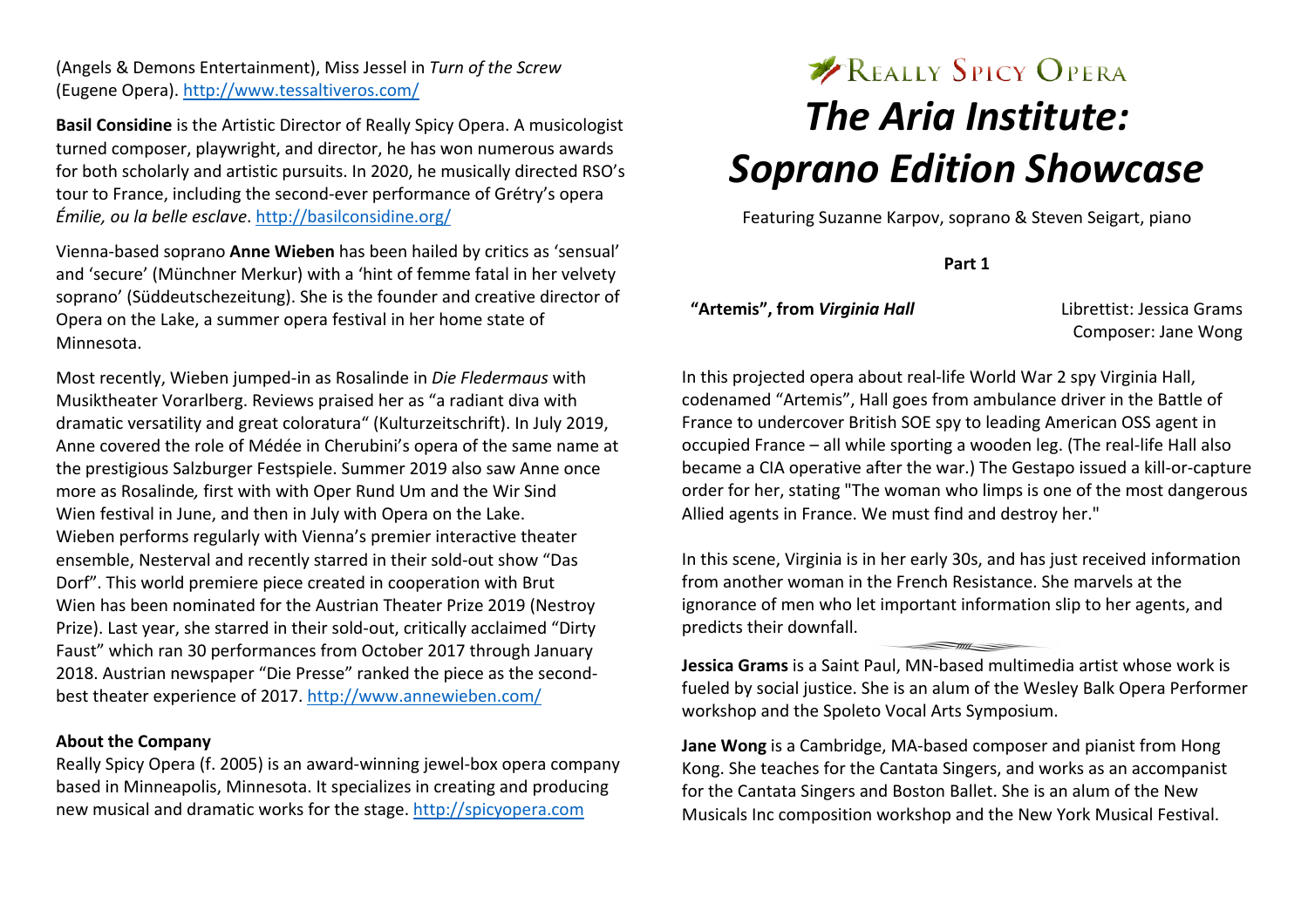(Angels & Demons Entertainment), Miss Jessel in *Turn of the Screw* (Eugene Opera). http://www.tessaltiveros.com/

**Basil Considine** is the Artistic Director of Really Spicy Opera. A musicologist turned composer, playwright, and director, he has won numerous awards for both scholarly and artistic pursuits. In 2020, he musically directed RSO's tour to France, including the second-ever performance of Grétry's opera *Émilie, ou la belle esclave*. http://basilconsidine.org/

Vienna-based soprano **Anne Wieben** has been hailed by critics as 'sensual' and 'secure' (Münchner Merkur) with a 'hint of femme fatal in her velvety soprano' (Süddeutschezeitung). She is the founder and creative director of Opera on the Lake, a summer opera festival in her home state of Minnesota.

Most recently, Wieben jumped-in as Rosalinde in *Die Fledermaus* with Musiktheater Vorarlberg. Reviews praised her as "a radiant diva with dramatic versatility and great coloratura" (Kulturzeitschrift). In July 2019, Anne covered the role of Médée in Cherubini's opera of the same name at the prestigious Salzburger Festspiele. Summer 2019 also saw Anne once more as Rosalinde*,* first with with Oper Rund Um and the Wir Sind Wien festival in June, and then in July with Opera on the Lake. Wieben performs regularly with Vienna's premier interactive theater ensemble, Nesterval and recently starred in their sold-out show "Das Dorf". This world premiere piece created in cooperation with Brut Wien has been nominated for the Austrian Theater Prize 2019 (Nestroy Prize). Last year, she starred in their sold-out, critically acclaimed "Dirty Faust" which ran 30 performances from October 2017 through January 2018. Austrian newspaper "Die Presse" ranked the piece as the second-best theater experience of 2017. http://www.annewieben.com/

**About the Company**

Really Spicy Opera (f. 2005) is an award-winning jewel-box opera company based in Minneapolis, Minnesota. It specializes in creating and producing new musical and dramatic works for the stage. http://spicyopera.com

Really Spicy Opera

# *The Aria Institute: Soprano Edition Showcase*

Featuring Suzanne Karpov, soprano & Steven Seigart, piano

**Part 1**

**"Artemis", from *Virginia Hall*** — Librettist: Jessica Grams; Composer: Jane Wong

In this projected opera about real-life World War 2 spy Virginia Hall, codenamed "Artemis", Hall goes from ambulance driver in the Battle of France to undercover British SOE spy to leading American OSS agent in occupied France – all while sporting a wooden leg. (The real-life Hall also became a CIA operative after the war.) The Gestapo issued a kill-or-capture order for her, stating "The woman who limps is one of the most dangerous Allied agents in France. We must find and destroy her."

In this scene, Virginia is in her early 30s, and has just received information from another woman in the French Resistance. She marvels at the ignorance of men who let important information slip to her agents, and predicts their downfall.

**Jessica Grams** is a Saint Paul, MN-based multimedia artist whose work is fueled by social justice. She is an alum of the Wesley Balk Opera Performer workshop and the Spoleto Vocal Arts Symposium.

**Jane Wong** is a Cambridge, MA-based composer and pianist from Hong Kong. She teaches for the Cantata Singers, and works as an accompanist for the Cantata Singers and Boston Ballet. She is an alum of the New Musicals Inc composition workshop and the New York Musical Festival.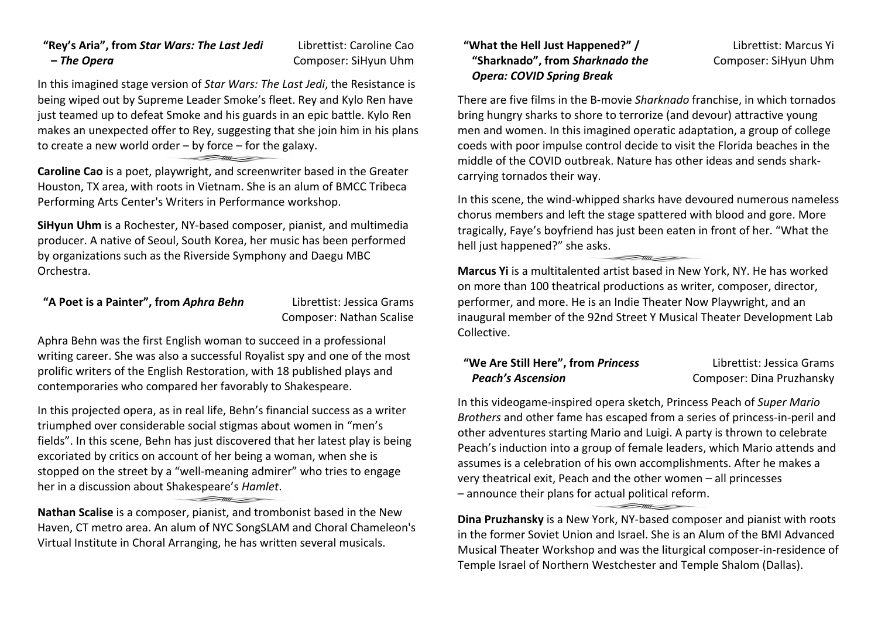**"Rey's Aria", from *Star Wars: The Last Jedi – The Opera***

Librettist: Caroline Cao
Composer: SiHyun Uhm

In this imagined stage version of *Star Wars: The Last Jedi*, the Resistance is being wiped out by Supreme Leader Smoke's fleet. Rey and Kylo Ren have just teamed up to defeat Smoke and his guards in an epic battle. Kylo Ren makes an unexpected offer to Rey, suggesting that she join him in his plans to create a new world order – by force – for the galaxy.

**Caroline Cao** is a poet, playwright, and screenwriter based in the Greater Houston, TX area, with roots in Vietnam. She is an alum of BMCC Tribeca Performing Arts Center's Writers in Performance workshop.

**SiHyun Uhm** is a Rochester, NY-based composer, pianist, and multimedia producer. A native of Seoul, South Korea, her music has been performed by organizations such as the Riverside Symphony and Daegu MBC Orchestra.

**"A Poet is a Painter", from *Aphra Behn***

Librettist: Jessica Grams
Composer: Nathan Scalise

Aphra Behn was the first English woman to succeed in a professional writing career. She was also a successful Royalist spy and one of the most prolific writers of the English Restoration, with 18 published plays and contemporaries who compared her favorably to Shakespeare.

In this projected opera, as in real life, Behn's financial success as a writer triumphed over considerable social stigmas about women in "men's fields". In this scene, Behn has just discovered that her latest play is being excoriated by critics on account of her being a woman, when she is stopped on the street by a "well-meaning admirer" who tries to engage her in a discussion about Shakespeare's *Hamlet*.

**Nathan Scalise** is a composer, pianist, and trombonist based in the New Haven, CT metro area. An alum of NYC SongSLAM and Choral Chameleon's Virtual Institute in Choral Arranging, he has written several musicals.

**"What the Hell Just Happened?" / "Sharknado", from *Sharknado the Opera: COVID Spring Break***

Librettist: Marcus Yi
Composer: SiHyun Uhm

There are five films in the B-movie *Sharknado* franchise, in which tornados bring hungry sharks to shore to terrorize (and devour) attractive young men and women. In this imagined operatic adaptation, a group of college coeds with poor impulse control decide to visit the Florida beaches in the middle of the COVID outbreak. Nature has other ideas and sends shark-carrying tornados their way.

In this scene, the wind-whipped sharks have devoured numerous nameless chorus members and left the stage spattered with blood and gore. More tragically, Faye's boyfriend has just been eaten in front of her. "What the hell just happened?" she asks.

**Marcus Yi** is a multitalented artist based in New York, NY. He has worked on more than 100 theatrical productions as writer, composer, director, performer, and more. He is an Indie Theater Now Playwright, and an inaugural member of the 92nd Street Y Musical Theater Development Lab Collective.

**"We Are Still Here", from *Princess Peach's Ascension***

Librettist: Jessica Grams
Composer: Dina Pruzhansky

In this videogame-inspired opera sketch, Princess Peach of *Super Mario Brothers* and other fame has escaped from a series of princess-in-peril and other adventures starting Mario and Luigi. A party is thrown to celebrate Peach's induction into a group of female leaders, which Mario attends and assumes is a celebration of his own accomplishments. After he makes a very theatrical exit, Peach and the other women – all princesses – announce their plans for actual political reform.

**Dina Pruzhansky** is a New York, NY-based composer and pianist with roots in the former Soviet Union and Israel. She is an Alum of the BMI Advanced Musical Theater Workshop and was the liturgical composer-in-residence of Temple Israel of Northern Westchester and Temple Shalom (Dallas).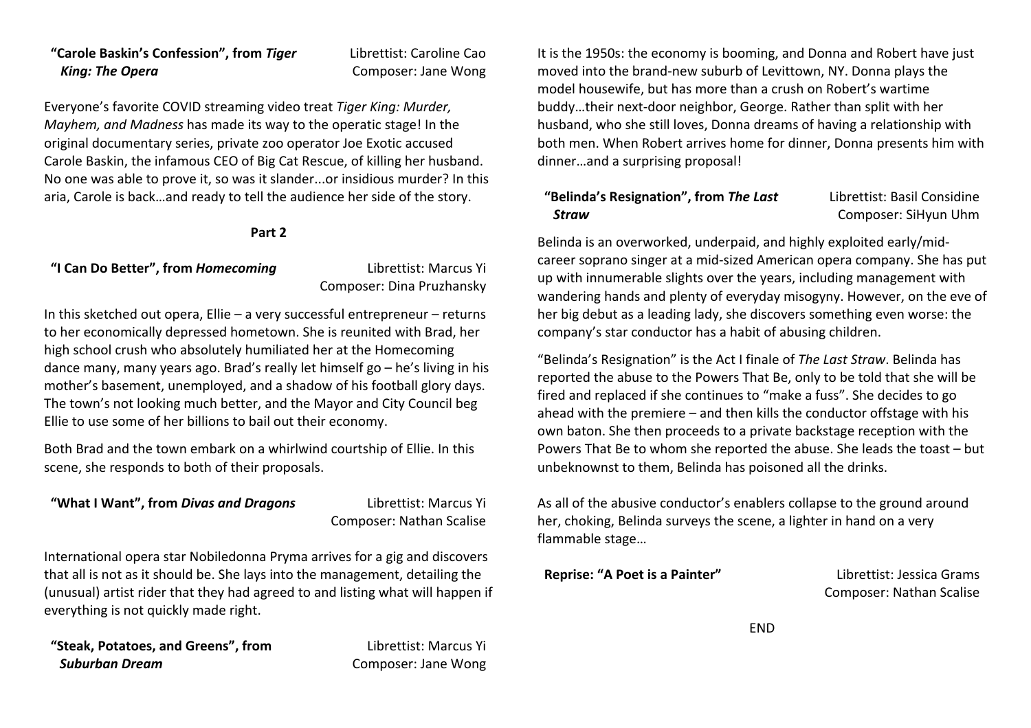**"Carole Baskin's Confession", from *Tiger King: The Opera***
Librettist: Caroline Cao
Composer: Jane Wong

Everyone's favorite COVID streaming video treat *Tiger King: Murder, Mayhem, and Madness* has made its way to the operatic stage! In the original documentary series, private zoo operator Joe Exotic accused Carole Baskin, the infamous CEO of Big Cat Rescue, of killing her husband. No one was able to prove it, so was it slander...or insidious murder? In this aria, Carole is back…and ready to tell the audience her side of the story.

## Part 2

**"I Can Do Better", from *Homecoming***
Librettist: Marcus Yi
Composer: Dina Pruzhansky

In this sketched out opera, Ellie – a very successful entrepreneur – returns to her economically depressed hometown. She is reunited with Brad, her high school crush who absolutely humiliated her at the Homecoming dance many, many years ago. Brad's really let himself go – he's living in his mother's basement, unemployed, and a shadow of his football glory days. The town's not looking much better, and the Mayor and City Council beg Ellie to use some of her billions to bail out their economy.

Both Brad and the town embark on a whirlwind courtship of Ellie. In this scene, she responds to both of their proposals.

**"What I Want", from *Divas and Dragons***
Librettist: Marcus Yi
Composer: Nathan Scalise

International opera star Nobiledonna Pryma arrives for a gig and discovers that all is not as it should be. She lays into the management, detailing the (unusual) artist rider that they had agreed to and listing what will happen if everything is not quickly made right.

**"Steak, Potatoes, and Greens", from *Suburban Dream***
Librettist: Marcus Yi
Composer: Jane Wong

It is the 1950s: the economy is booming, and Donna and Robert have just moved into the brand-new suburb of Levittown, NY. Donna plays the model housewife, but has more than a crush on Robert's wartime buddy…their next-door neighbor, George. Rather than split with her husband, who she still loves, Donna dreams of having a relationship with both men. When Robert arrives home for dinner, Donna presents him with dinner…and a surprising proposal!

**"Belinda's Resignation", from *The Last Straw***
Librettist: Basil Considine
Composer: SiHyun Uhm

Belinda is an overworked, underpaid, and highly exploited early/mid-career soprano singer at a mid-sized American opera company. She has put up with innumerable slights over the years, including management with wandering hands and plenty of everyday misogyny. However, on the eve of her big debut as a leading lady, she discovers something even worse: the company's star conductor has a habit of abusing children.

"Belinda's Resignation" is the Act I finale of *The Last Straw*. Belinda has reported the abuse to the Powers That Be, only to be told that she will be fired and replaced if she continues to "make a fuss". She decides to go ahead with the premiere – and then kills the conductor offstage with his own baton. She then proceeds to a private backstage reception with the Powers That Be to whom she reported the abuse. She leads the toast – but unbeknownst to them, Belinda has poisoned all the drinks.

As all of the abusive conductor's enablers collapse to the ground around her, choking, Belinda surveys the scene, a lighter in hand on a very flammable stage…

**Reprise: "A Poet is a Painter"**
Librettist: Jessica Grams
Composer: Nathan Scalise

END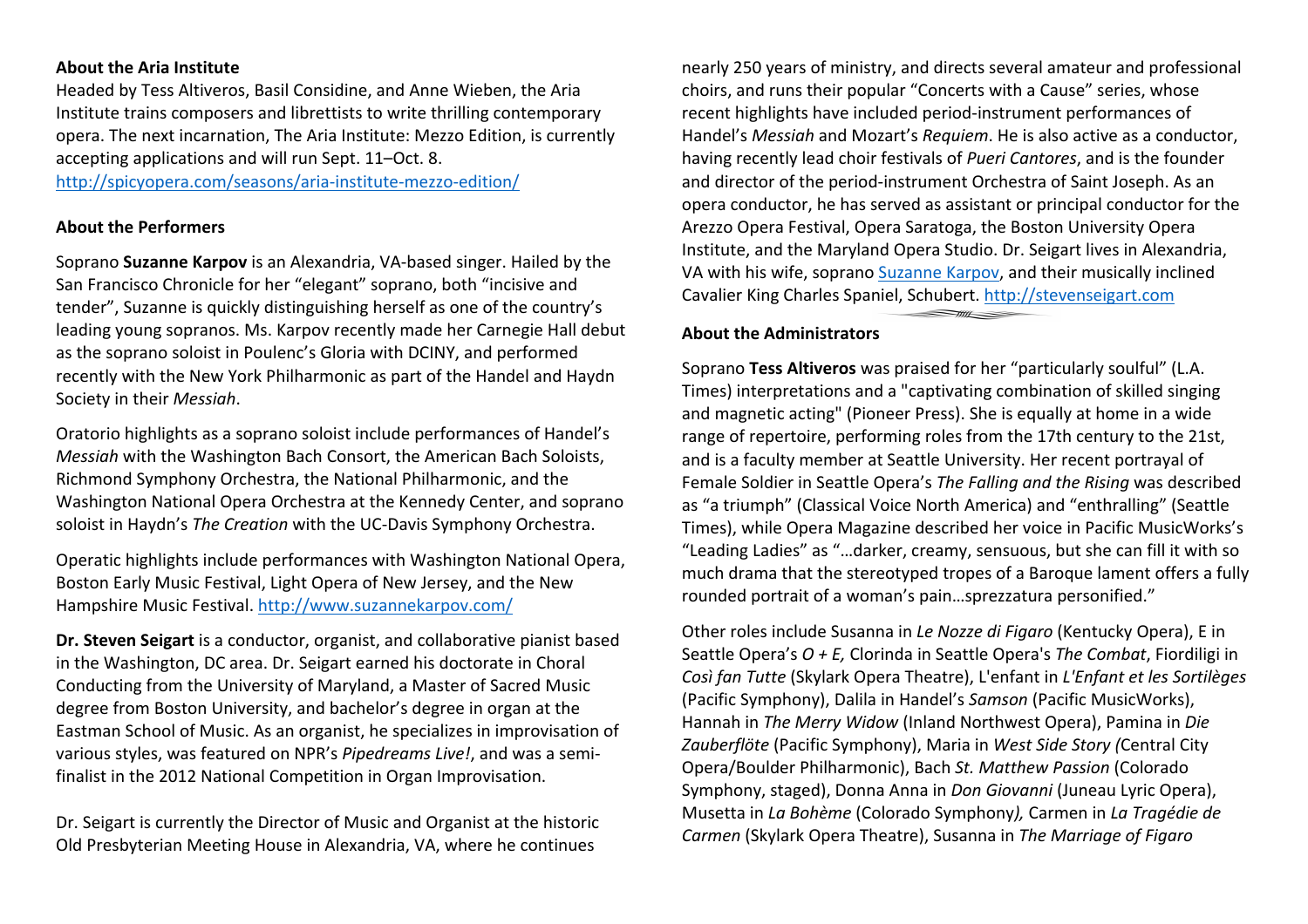### About the Aria Institute

Headed by Tess Altiveros, Basil Considine, and Anne Wieben, the Aria Institute trains composers and librettists to write thrilling contemporary opera. The next incarnation, The Aria Institute: Mezzo Edition, is currently accepting applications and will run Sept. 11–Oct. 8.
http://spicyopera.com/seasons/aria-institute-mezzo-edition/

### About the Performers

Soprano **Suzanne Karpov** is an Alexandria, VA-based singer. Hailed by the San Francisco Chronicle for her "elegant" soprano, both "incisive and tender", Suzanne is quickly distinguishing herself as one of the country's leading young sopranos. Ms. Karpov recently made her Carnegie Hall debut as the soprano soloist in Poulenc's Gloria with DCINY, and performed recently with the New York Philharmonic as part of the Handel and Haydn Society in their *Messiah*.

Oratorio highlights as a soprano soloist include performances of Handel's *Messiah* with the Washington Bach Consort, the American Bach Soloists, Richmond Symphony Orchestra, the National Philharmonic, and the Washington National Opera Orchestra at the Kennedy Center, and soprano soloist in Haydn's *The Creation* with the UC-Davis Symphony Orchestra.

Operatic highlights include performances with Washington National Opera, Boston Early Music Festival, Light Opera of New Jersey, and the New Hampshire Music Festival. http://www.suzannekarpov.com/

**Dr. Steven Seigart** is a conductor, organist, and collaborative pianist based in the Washington, DC area. Dr. Seigart earned his doctorate in Choral Conducting from the University of Maryland, a Master of Sacred Music degree from Boston University, and bachelor's degree in organ at the Eastman School of Music. As an organist, he specializes in improvisation of various styles, was featured on NPR's *Pipedreams Live!*, and was a semi-finalist in the 2012 National Competition in Organ Improvisation.

Dr. Seigart is currently the Director of Music and Organist at the historic Old Presbyterian Meeting House in Alexandria, VA, where he continues nearly 250 years of ministry, and directs several amateur and professional choirs, and runs their popular "Concerts with a Cause" series, whose recent highlights have included period-instrument performances of Handel's *Messiah* and Mozart's *Requiem*. He is also active as a conductor, having recently lead choir festivals of *Pueri Cantores*, and is the founder and director of the period-instrument Orchestra of Saint Joseph. As an opera conductor, he has served as assistant or principal conductor for the Arezzo Opera Festival, Opera Saratoga, the Boston University Opera Institute, and the Maryland Opera Studio. Dr. Seigart lives in Alexandria, VA with his wife, soprano Suzanne Karpov, and their musically inclined Cavalier King Charles Spaniel, Schubert. http://stevenseigart.com

### About the Administrators

Soprano **Tess Altiveros** was praised for her "particularly soulful" (L.A. Times) interpretations and a "captivating combination of skilled singing and magnetic acting" (Pioneer Press). She is equally at home in a wide range of repertoire, performing roles from the 17th century to the 21st, and is a faculty member at Seattle University. Her recent portrayal of Female Soldier in Seattle Opera's *The Falling and the Rising* was described as "a triumph" (Classical Voice North America) and "enthralling" (Seattle Times), while Opera Magazine described her voice in Pacific MusicWorks's "Leading Ladies" as "…darker, creamy, sensuous, but she can fill it with so much drama that the stereotyped tropes of a Baroque lament offers a fully rounded portrait of a woman's pain…sprezzatura personified."

Other roles include Susanna in *Le Nozze di Figaro* (Kentucky Opera), E in Seattle Opera's *O + E,* Clorinda in Seattle Opera's *The Combat*, Fiordiligi in *Così fan Tutte* (Skylark Opera Theatre), L'enfant in *L'Enfant et les Sortilèges* (Pacific Symphony), Dalila in Handel's *Samson* (Pacific MusicWorks), Hannah in *The Merry Widow* (Inland Northwest Opera), Pamina in *Die Zauberflöte* (Pacific Symphony), Maria in *West Side Story (*Central City Opera/Boulder Philharmonic), Bach *St. Matthew Passion* (Colorado Symphony, staged), Donna Anna in *Don Giovanni* (Juneau Lyric Opera), Musetta in *La Bohème* (Colorado Symphony*),* Carmen in *La Tragédie de Carmen* (Skylark Opera Theatre), Susanna in *The Marriage of Figaro*